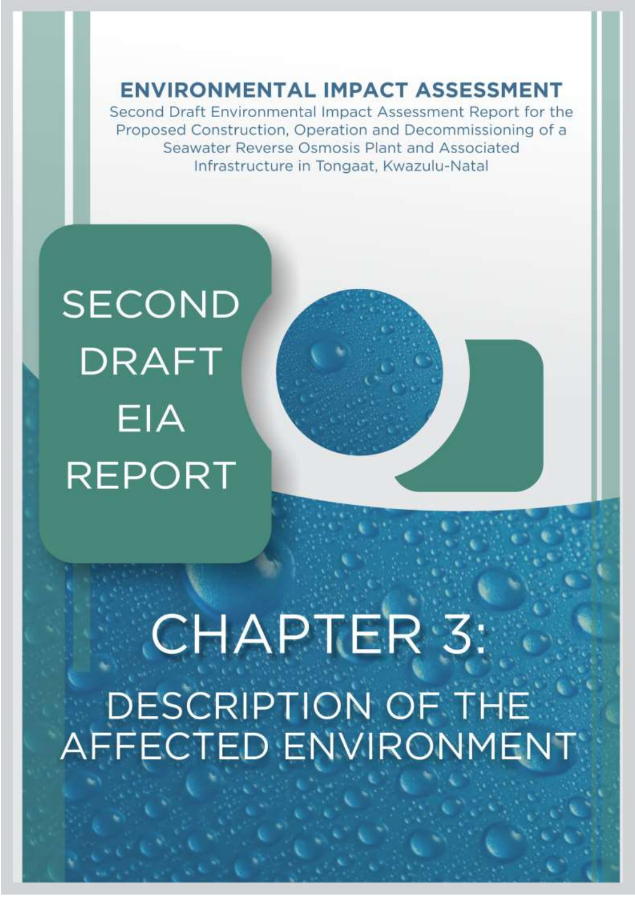# ENVIRONMENTAL IMPACT ASSESSMENT

Second Draft Environmental Impact Assessment Report for the Proposed Construction, Operation and Decommissioning of a Seawater Reverse Osmosis Plant and Associated Infrastructure in Tongaat, Kwazulu-Natal

## SECOND DRAFT EIA REPORT

# CHAPTER 3:

## DESCRIPTION OF THE AFFECTED ENVIRONMENT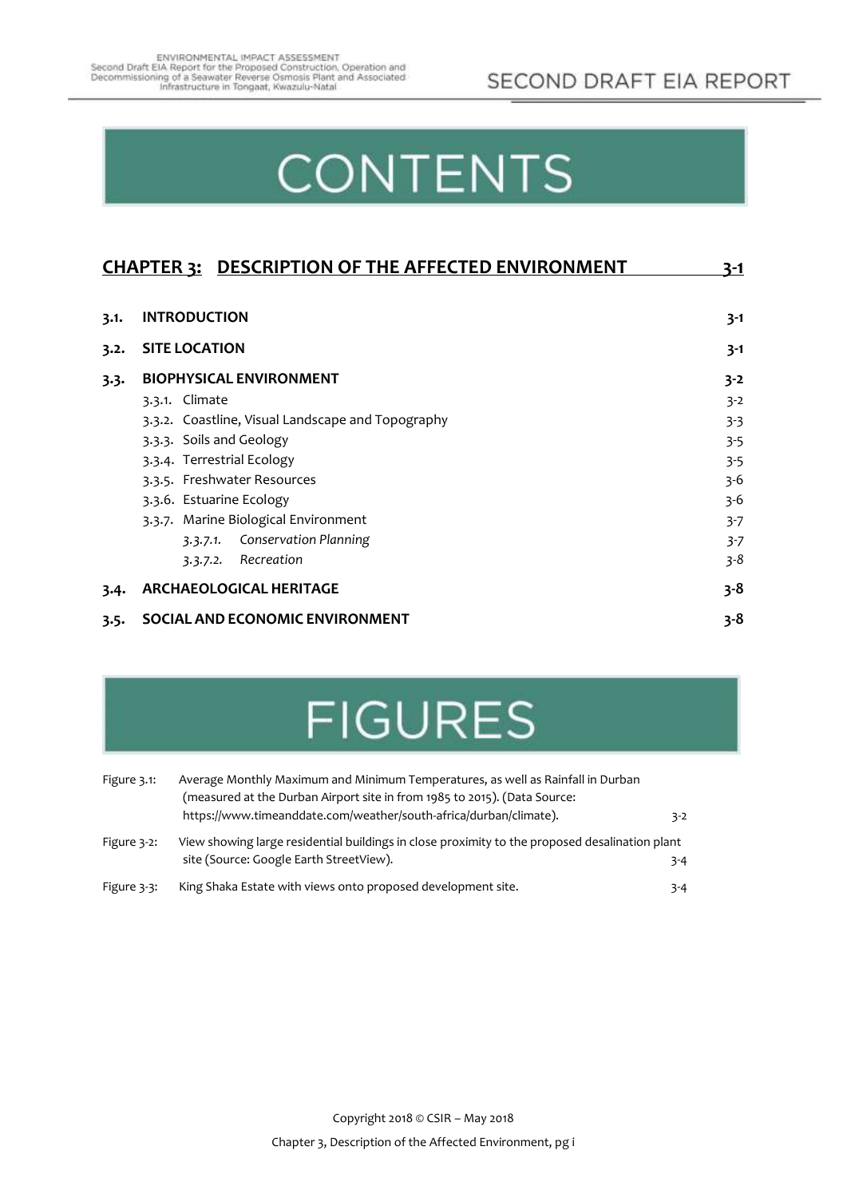# CONTENTS

**CHAPTER 3: DESCRIPTION OF THE AFFECTED ENVIRONMENT** 3-1

**3.1. INTRODUCTION** 3-1

**3.2. SITE LOCATION** 3-1

**3.3. BIOPHYSICAL ENVIRONMENT** 3-2

- 3.3.1. Climate 3-2
- 3.3.2. Coastline, Visual Landscape and Topography 3-3
- 3.3.3. Soils and Geology 3-5
- 3.3.4. Terrestrial Ecology 3-5
- 3.3.5. Freshwater Resources 3-6
- 3.3.6. Estuarine Ecology 3-6
- 3.3.7. Marine Biological Environment 3-7
  - *3.3.7.1. Conservation Planning* 3-7
  - *3.3.7.2. Recreation* 3-8

**3.4. ARCHAEOLOGICAL HERITAGE** 3-8

**3.5. SOCIAL AND ECONOMIC ENVIRONMENT** 3-8

# FIGURES

Figure 3.1: Average Monthly Maximum and Minimum Temperatures, as well as Rainfall in Durban (measured at the Durban Airport site in from 1985 to 2015). (Data Source: https://www.timeanddate.com/weather/south-africa/durban/climate). 3-2

Figure 3-2: View showing large residential buildings in close proximity to the proposed desalination plant site (Source: Google Earth StreetView). 3-4

Figure 3-3: King Shaka Estate with views onto proposed development site. 3-4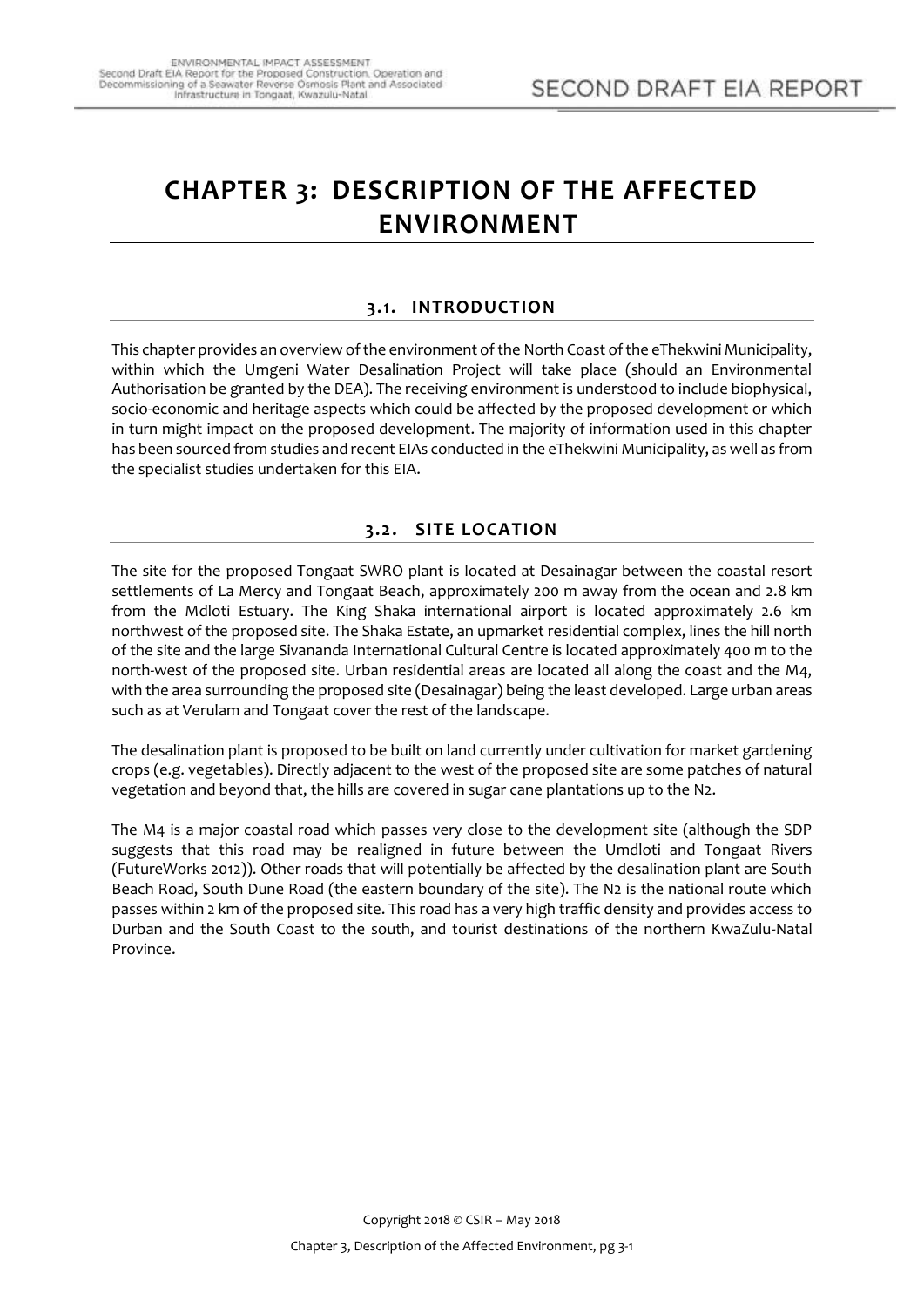# CHAPTER 3: DESCRIPTION OF THE AFFECTED ENVIRONMENT

## 3.1. INTRODUCTION

This chapter provides an overview of the environment of the North Coast of the eThekwini Municipality, within which the Umgeni Water Desalination Project will take place (should an Environmental Authorisation be granted by the DEA). The receiving environment is understood to include biophysical, socio-economic and heritage aspects which could be affected by the proposed development or which in turn might impact on the proposed development. The majority of information used in this chapter has been sourced from studies and recent EIAs conducted in the eThekwini Municipality, as well as from the specialist studies undertaken for this EIA.

## 3.2. SITE LOCATION

The site for the proposed Tongaat SWRO plant is located at Desainagar between the coastal resort settlements of La Mercy and Tongaat Beach, approximately 200 m away from the ocean and 2.8 km from the Mdloti Estuary. The King Shaka international airport is located approximately 2.6 km northwest of the proposed site. The Shaka Estate, an upmarket residential complex, lines the hill north of the site and the large Sivananda International Cultural Centre is located approximately 400 m to the north-west of the proposed site. Urban residential areas are located all along the coast and the M4, with the area surrounding the proposed site (Desainagar) being the least developed. Large urban areas such as at Verulam and Tongaat cover the rest of the landscape.

The desalination plant is proposed to be built on land currently under cultivation for market gardening crops (e.g. vegetables). Directly adjacent to the west of the proposed site are some patches of natural vegetation and beyond that, the hills are covered in sugar cane plantations up to the N2.

The M4 is a major coastal road which passes very close to the development site (although the SDP suggests that this road may be realigned in future between the Umdloti and Tongaat Rivers (FutureWorks 2012)). Other roads that will potentially be affected by the desalination plant are South Beach Road, South Dune Road (the eastern boundary of the site). The N2 is the national route which passes within 2 km of the proposed site. This road has a very high traffic density and provides access to Durban and the South Coast to the south, and tourist destinations of the northern KwaZulu-Natal Province.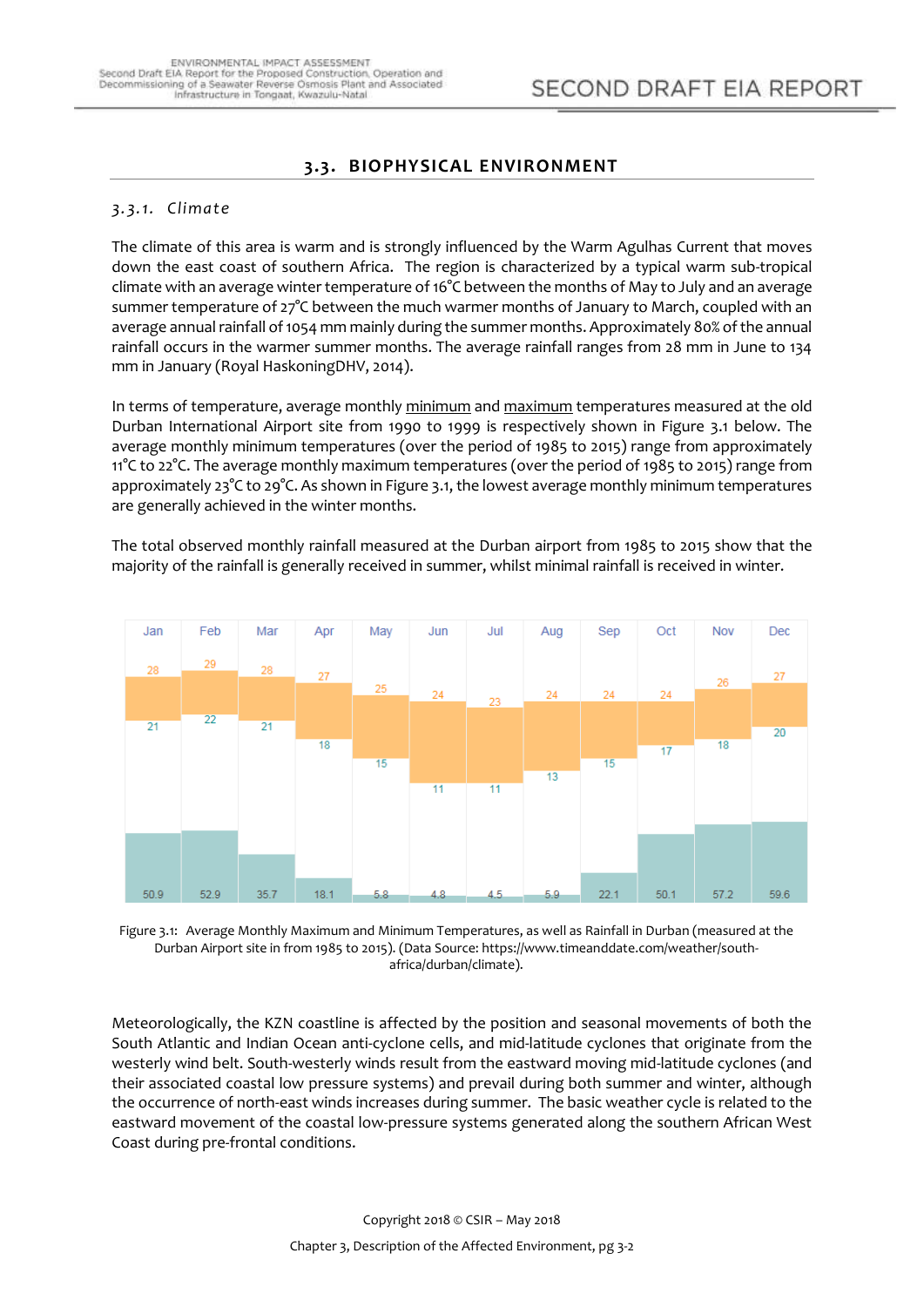## 3.3. BIOPHYSICAL ENVIRONMENT

### 3.3.1. *Climate*

The climate of this area is warm and is strongly influenced by the Warm Agulhas Current that moves down the east coast of southern Africa. The region is characterized by a typical warm sub-tropical climate with an average winter temperature of 16°C between the months of May to July and an average summer temperature of 27°C between the much warmer months of January to March, coupled with an average annual rainfall of 1054 mm mainly during the summer months. Approximately 80% of the annual rainfall occurs in the warmer summer months. The average rainfall ranges from 28 mm in June to 134 mm in January (Royal HaskoningDHV, 2014).

In terms of temperature, average monthly minimum and maximum temperatures measured at the old Durban International Airport site from 1990 to 1999 is respectively shown in Figure 3.1 below. The average monthly minimum temperatures (over the period of 1985 to 2015) range from approximately 11°C to 22°C. The average monthly maximum temperatures (over the period of 1985 to 2015) range from approximately 23°C to 29°C. As shown in Figure 3.1, the lowest average monthly minimum temperatures are generally achieved in the winter months.

The total observed monthly rainfall measured at the Durban airport from 1985 to 2015 show that the majority of the rainfall is generally received in summer, whilst minimal rainfall is received in winter.

| | Jan | Feb | Mar | Apr | May | Jun | Jul | Aug | Sep | Oct | Nov | Dec |
|---|---|---|---|---|---|---|---|---|---|---|---|---|
| Max | 28 | 29 | 28 | 27 | 25 | 24 | 23 | 24 | 24 | 24 | 26 | 27 |
| Min | 21 | 22 | 21 | 18 | 15 | 11 | 11 | 13 | 15 | 17 | 18 | 20 |
| Rainfall | 50.9 | 52.9 | 35.7 | 18.1 | 5.8 | 4.8 | 4.5 | 5.9 | 22.1 | 50.1 | 57.2 | 59.6 |

Figure 3.1: Average Monthly Maximum and Minimum Temperatures, as well as Rainfall in Durban (measured at the Durban Airport site in from 1985 to 2015). (Data Source: https://www.timeanddate.com/weather/south-africa/durban/climate).

Meteorologically, the KZN coastline is affected by the position and seasonal movements of both the South Atlantic and Indian Ocean anti-cyclone cells, and mid-latitude cyclones that originate from the westerly wind belt. South-westerly winds result from the eastward moving mid-latitude cyclones (and their associated coastal low pressure systems) and prevail during both summer and winter, although the occurrence of north-east winds increases during summer. The basic weather cycle is related to the eastward movement of the coastal low-pressure systems generated along the southern African West Coast during pre-frontal conditions.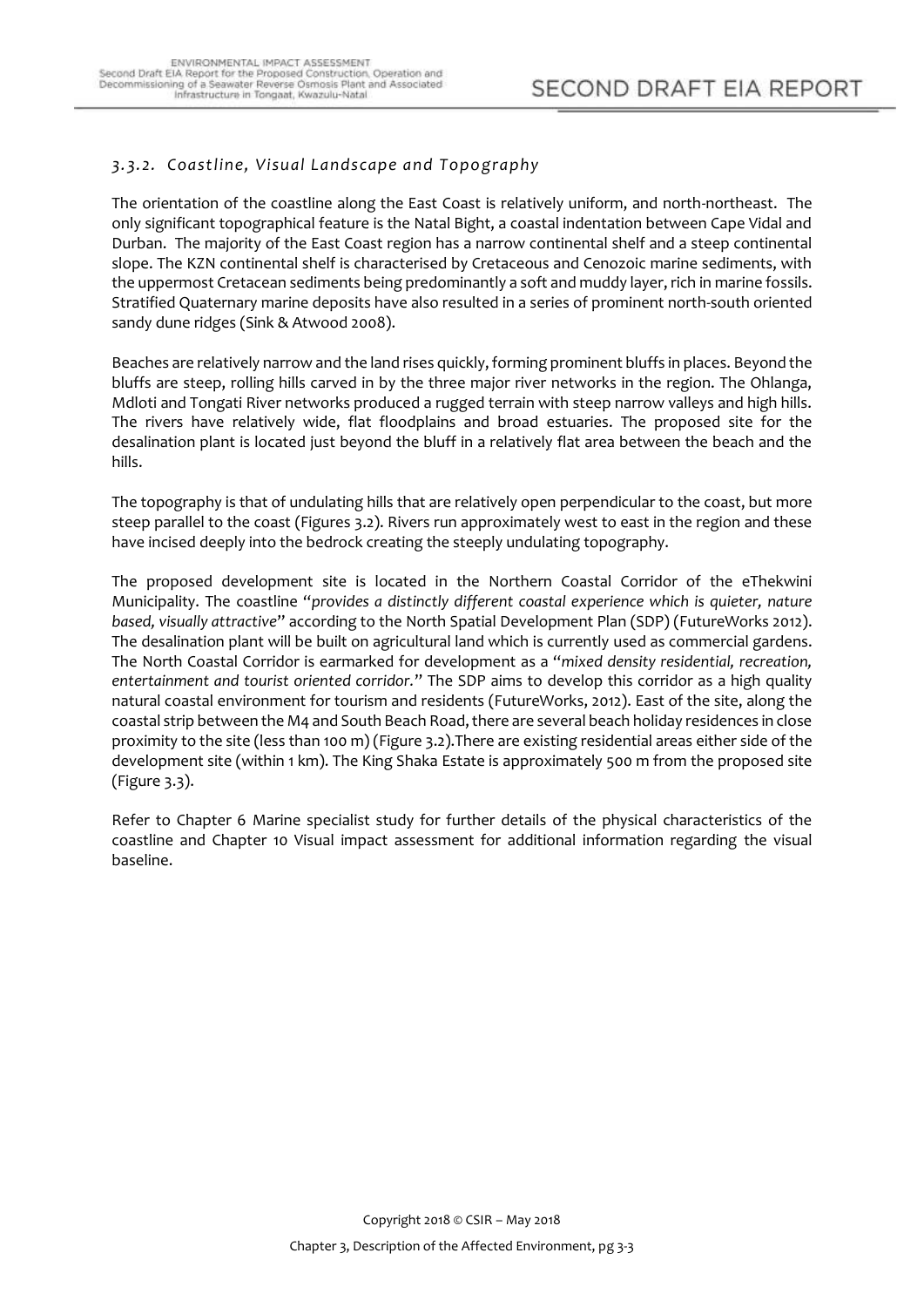### *3.3.2. Coastline, Visual Landscape and Topography*

The orientation of the coastline along the East Coast is relatively uniform, and north-northeast. The only significant topographical feature is the Natal Bight, a coastal indentation between Cape Vidal and Durban. The majority of the East Coast region has a narrow continental shelf and a steep continental slope. The KZN continental shelf is characterised by Cretaceous and Cenozoic marine sediments, with the uppermost Cretacean sediments being predominantly a soft and muddy layer, rich in marine fossils. Stratified Quaternary marine deposits have also resulted in a series of prominent north-south oriented sandy dune ridges (Sink & Atwood 2008).

Beaches are relatively narrow and the land rises quickly, forming prominent bluffs in places. Beyond the bluffs are steep, rolling hills carved in by the three major river networks in the region. The Ohlanga, Mdloti and Tongati River networks produced a rugged terrain with steep narrow valleys and high hills. The rivers have relatively wide, flat floodplains and broad estuaries. The proposed site for the desalination plant is located just beyond the bluff in a relatively flat area between the beach and the hills.

The topography is that of undulating hills that are relatively open perpendicular to the coast, but more steep parallel to the coast (Figures 3.2). Rivers run approximately west to east in the region and these have incised deeply into the bedrock creating the steeply undulating topography.

The proposed development site is located in the Northern Coastal Corridor of the eThekwini Municipality. The coastline "*provides a distinctly different coastal experience which is quieter, nature based, visually attractive*" according to the North Spatial Development Plan (SDP) (FutureWorks 2012). The desalination plant will be built on agricultural land which is currently used as commercial gardens. The North Coastal Corridor is earmarked for development as a "*mixed density residential, recreation, entertainment and tourist oriented corridor.*" The SDP aims to develop this corridor as a high quality natural coastal environment for tourism and residents (FutureWorks, 2012). East of the site, along the coastal strip between the M4 and South Beach Road, there are several beach holiday residences in close proximity to the site (less than 100 m) (Figure 3.2).There are existing residential areas either side of the development site (within 1 km). The King Shaka Estate is approximately 500 m from the proposed site (Figure 3.3).

Refer to Chapter 6 Marine specialist study for further details of the physical characteristics of the coastline and Chapter 10 Visual impact assessment for additional information regarding the visual baseline.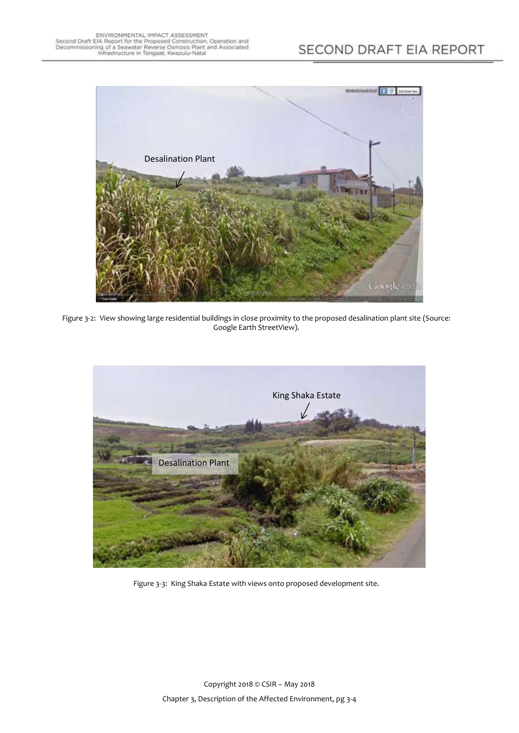Figure 3-2: View showing large residential buildings in close proximity to the proposed desalination plant site (Source: Google Earth StreetView).

Figure 3-3: King Shaka Estate with views onto proposed development site.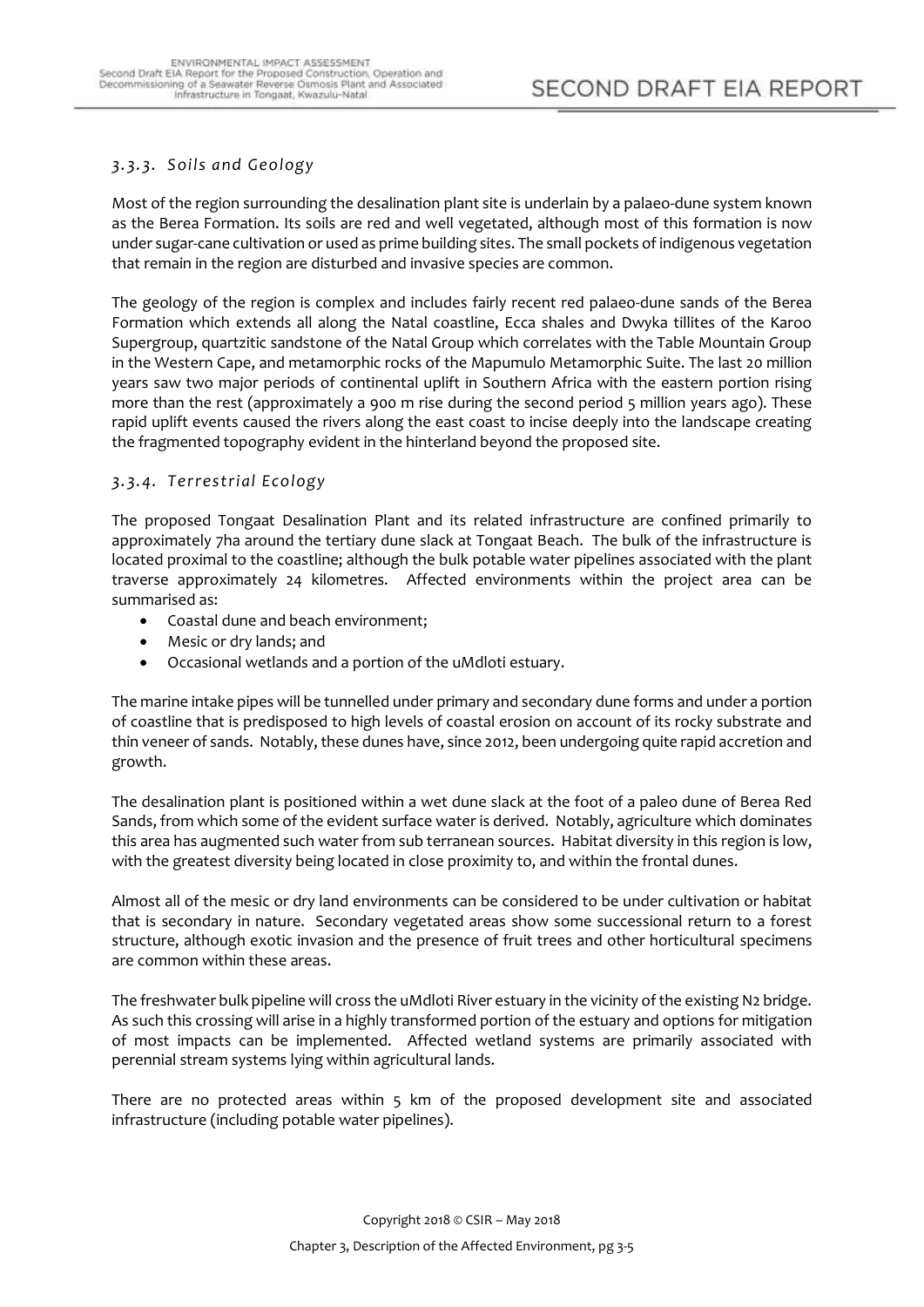### *3.3.3. Soils and Geology*

Most of the region surrounding the desalination plant site is underlain by a palaeo-dune system known as the Berea Formation. Its soils are red and well vegetated, although most of this formation is now under sugar-cane cultivation or used as prime building sites. The small pockets of indigenous vegetation that remain in the region are disturbed and invasive species are common.

The geology of the region is complex and includes fairly recent red palaeo-dune sands of the Berea Formation which extends all along the Natal coastline, Ecca shales and Dwyka tillites of the Karoo Supergroup, quartzitic sandstone of the Natal Group which correlates with the Table Mountain Group in the Western Cape, and metamorphic rocks of the Mapumulo Metamorphic Suite. The last 20 million years saw two major periods of continental uplift in Southern Africa with the eastern portion rising more than the rest (approximately a 900 m rise during the second period 5 million years ago). These rapid uplift events caused the rivers along the east coast to incise deeply into the landscape creating the fragmented topography evident in the hinterland beyond the proposed site.

### *3.3.4. Terrestrial Ecology*

The proposed Tongaat Desalination Plant and its related infrastructure are confined primarily to approximately 7ha around the tertiary dune slack at Tongaat Beach. The bulk of the infrastructure is located proximal to the coastline; although the bulk potable water pipelines associated with the plant traverse approximately 24 kilometres. Affected environments within the project area can be summarised as:

- Coastal dune and beach environment;
- Mesic or dry lands; and
- Occasional wetlands and a portion of the uMdloti estuary.

The marine intake pipes will be tunnelled under primary and secondary dune forms and under a portion of coastline that is predisposed to high levels of coastal erosion on account of its rocky substrate and thin veneer of sands. Notably, these dunes have, since 2012, been undergoing quite rapid accretion and growth.

The desalination plant is positioned within a wet dune slack at the foot of a paleo dune of Berea Red Sands, from which some of the evident surface water is derived. Notably, agriculture which dominates this area has augmented such water from sub terranean sources. Habitat diversity in this region is low, with the greatest diversity being located in close proximity to, and within the frontal dunes.

Almost all of the mesic or dry land environments can be considered to be under cultivation or habitat that is secondary in nature. Secondary vegetated areas show some successional return to a forest structure, although exotic invasion and the presence of fruit trees and other horticultural specimens are common within these areas.

The freshwater bulk pipeline will cross the uMdloti River estuary in the vicinity of the existing N2 bridge. As such this crossing will arise in a highly transformed portion of the estuary and options for mitigation of most impacts can be implemented. Affected wetland systems are primarily associated with perennial stream systems lying within agricultural lands.

There are no protected areas within 5 km of the proposed development site and associated infrastructure (including potable water pipelines).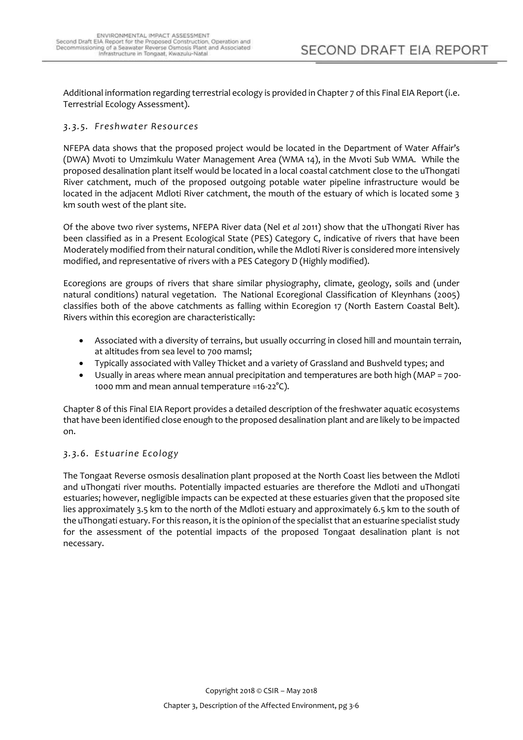Additional information regarding terrestrial ecology is provided in Chapter 7 of this Final EIA Report (i.e. Terrestrial Ecology Assessment).

### *3.3.5. Freshwater Resources*

NFEPA data shows that the proposed project would be located in the Department of Water Affair's (DWA) Mvoti to Umzimkulu Water Management Area (WMA 14), in the Mvoti Sub WMA. While the proposed desalination plant itself would be located in a local coastal catchment close to the uThongati River catchment, much of the proposed outgoing potable water pipeline infrastructure would be located in the adjacent Mdloti River catchment, the mouth of the estuary of which is located some 3 km south west of the plant site.

Of the above two river systems, NFEPA River data (Nel *et al* 2011) show that the uThongati River has been classified as in a Present Ecological State (PES) Category C, indicative of rivers that have been Moderately modified from their natural condition, while the Mdloti River is considered more intensively modified, and representative of rivers with a PES Category D (Highly modified).

Ecoregions are groups of rivers that share similar physiography, climate, geology, soils and (under natural conditions) natural vegetation. The National Ecoregional Classification of Kleynhans (2005) classifies both of the above catchments as falling within Ecoregion 17 (North Eastern Coastal Belt). Rivers within this ecoregion are characteristically:

- Associated with a diversity of terrains, but usually occurring in closed hill and mountain terrain, at altitudes from sea level to 700 mamsl;
- Typically associated with Valley Thicket and a variety of Grassland and Bushveld types; and
- Usually in areas where mean annual precipitation and temperatures are both high (MAP = 700-1000 mm and mean annual temperature =16-22°C).

Chapter 8 of this Final EIA Report provides a detailed description of the freshwater aquatic ecosystems that have been identified close enough to the proposed desalination plant and are likely to be impacted on.

### *3.3.6. Estuarine Ecology*

The Tongaat Reverse osmosis desalination plant proposed at the North Coast lies between the Mdloti and uThongati river mouths. Potentially impacted estuaries are therefore the Mdloti and uThongati estuaries; however, negligible impacts can be expected at these estuaries given that the proposed site lies approximately 3.5 km to the north of the Mdloti estuary and approximately 6.5 km to the south of the uThongati estuary. For this reason, it is the opinion of the specialist that an estuarine specialist study for the assessment of the potential impacts of the proposed Tongaat desalination plant is not necessary.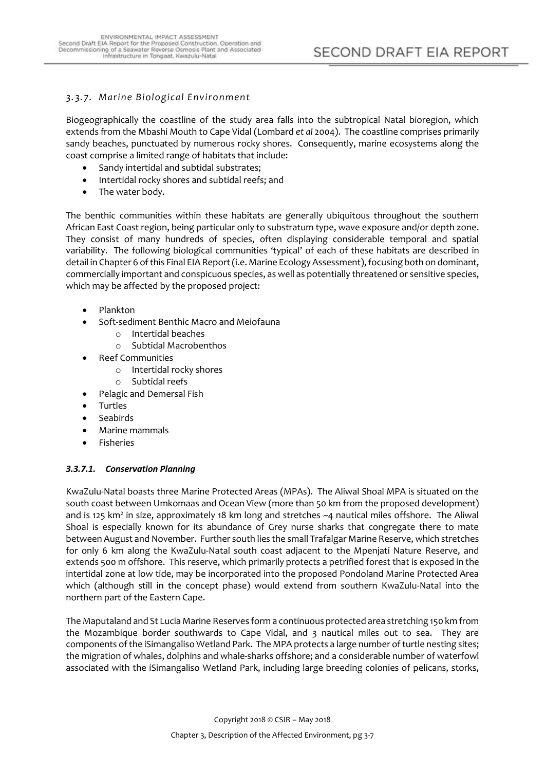### *3.3.7. Marine Biological Environment*

Biogeographically the coastline of the study area falls into the subtropical Natal bioregion, which extends from the Mbashi Mouth to Cape Vidal (Lombard *et al* 2004). The coastline comprises primarily sandy beaches, punctuated by numerous rocky shores. Consequently, marine ecosystems along the coast comprise a limited range of habitats that include:

- Sandy intertidal and subtidal substrates;
- Intertidal rocky shores and subtidal reefs; and
- The water body.

The benthic communities within these habitats are generally ubiquitous throughout the southern African East Coast region, being particular only to substratum type, wave exposure and/or depth zone. They consist of many hundreds of species, often displaying considerable temporal and spatial variability. The following biological communities 'typical' of each of these habitats are described in detail in Chapter 6 of this Final EIA Report (i.e. Marine Ecology Assessment), focusing both on dominant, commercially important and conspicuous species, as well as potentially threatened or sensitive species, which may be affected by the proposed project:

- Plankton
- Soft-sediment Benthic Macro and Meiofauna
  - Intertidal beaches
  - Subtidal Macrobenthos
- Reef Communities
  - Intertidal rocky shores
  - Subtidal reefs
- Pelagic and Demersal Fish
- Turtles
- Seabirds
- Marine mammals
- Fisheries

#### ***3.3.7.1. Conservation Planning***

KwaZulu-Natal boasts three Marine Protected Areas (MPAs). The Aliwal Shoal MPA is situated on the south coast between Umkomaas and Ocean View (more than 50 km from the proposed development) and is 125 km² in size, approximately 18 km long and stretches ~4 nautical miles offshore. The Aliwal Shoal is especially known for its abundance of Grey nurse sharks that congregate there to mate between August and November. Further south lies the small Trafalgar Marine Reserve, which stretches for only 6 km along the KwaZulu-Natal south coast adjacent to the Mpenjati Nature Reserve, and extends 500 m offshore. This reserve, which primarily protects a petrified forest that is exposed in the intertidal zone at low tide, may be incorporated into the proposed Pondoland Marine Protected Area which (although still in the concept phase) would extend from southern KwaZulu-Natal into the northern part of the Eastern Cape.

The Maputaland and St Lucia Marine Reserves form a continuous protected area stretching 150 km from the Mozambique border southwards to Cape Vidal, and 3 nautical miles out to sea. They are components of the iSimangaliso Wetland Park. The MPA protects a large number of turtle nesting sites; the migration of whales, dolphins and whale-sharks offshore; and a considerable number of waterfowl associated with the iSimangaliso Wetland Park, including large breeding colonies of pelicans, storks,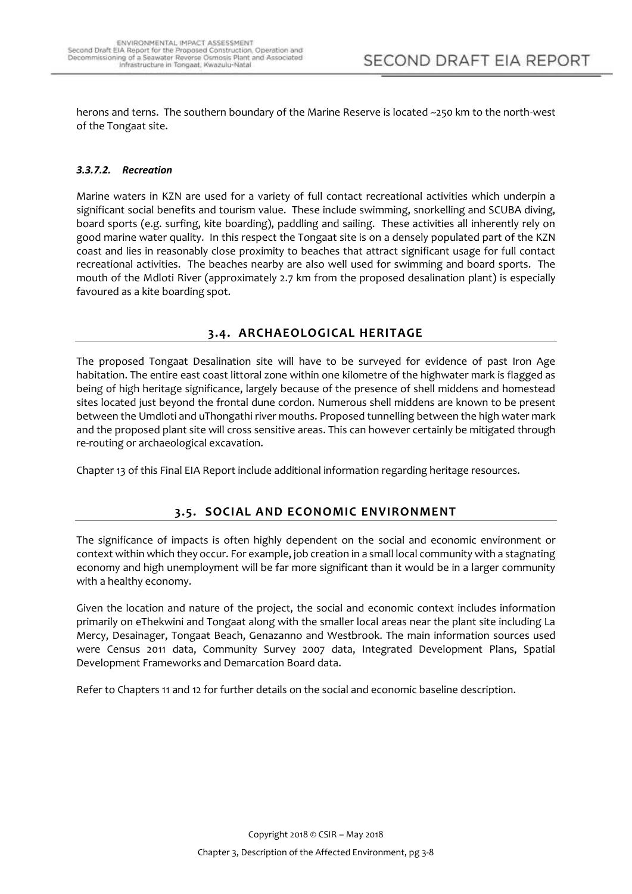herons and terns. The southern boundary of the Marine Reserve is located ~250 km to the north-west of the Tongaat site.

#### *3.3.7.2. Recreation*

Marine waters in KZN are used for a variety of full contact recreational activities which underpin a significant social benefits and tourism value. These include swimming, snorkelling and SCUBA diving, board sports (e.g. surfing, kite boarding), paddling and sailing. These activities all inherently rely on good marine water quality. In this respect the Tongaat site is on a densely populated part of the KZN coast and lies in reasonably close proximity to beaches that attract significant usage for full contact recreational activities. The beaches nearby are also well used for swimming and board sports. The mouth of the Mdloti River (approximately 2.7 km from the proposed desalination plant) is especially favoured as a kite boarding spot.

## 3.4. ARCHAEOLOGICAL HERITAGE

The proposed Tongaat Desalination site will have to be surveyed for evidence of past Iron Age habitation. The entire east coast littoral zone within one kilometre of the highwater mark is flagged as being of high heritage significance, largely because of the presence of shell middens and homestead sites located just beyond the frontal dune cordon. Numerous shell middens are known to be present between the Umdloti and uThongathi river mouths. Proposed tunnelling between the high water mark and the proposed plant site will cross sensitive areas. This can however certainly be mitigated through re-routing or archaeological excavation.

Chapter 13 of this Final EIA Report include additional information regarding heritage resources.

## 3.5. SOCIAL AND ECONOMIC ENVIRONMENT

The significance of impacts is often highly dependent on the social and economic environment or context within which they occur. For example, job creation in a small local community with a stagnating economy and high unemployment will be far more significant than it would be in a larger community with a healthy economy.

Given the location and nature of the project, the social and economic context includes information primarily on eThekwini and Tongaat along with the smaller local areas near the plant site including La Mercy, Desainager, Tongaat Beach, Genazanno and Westbrook. The main information sources used were Census 2011 data, Community Survey 2007 data, Integrated Development Plans, Spatial Development Frameworks and Demarcation Board data.

Refer to Chapters 11 and 12 for further details on the social and economic baseline description.